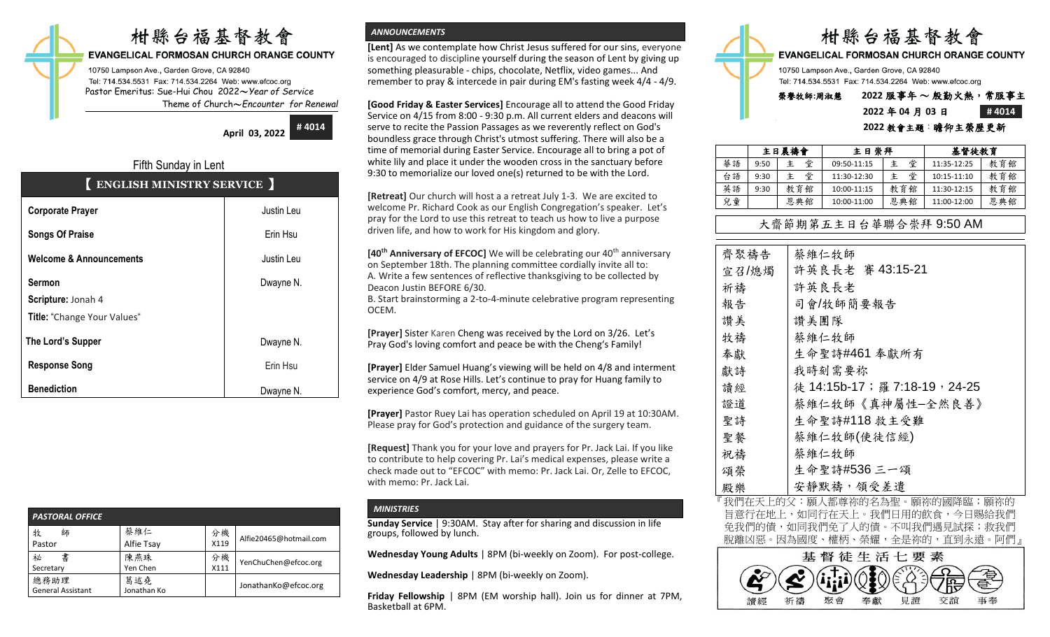# 柑縣台福基督教會

**EVANGELICAL FORMOSAN CHURCH ORANGE COUNTY**

10750 Lampson Ave., Garden Grove, CA 92840

Tel: 714.534.5531 Fax: 714.534.2264 Web: www.efcoc.org

Pastor Emeritus: Sue-Hui Chou 2022～*Year of Service*

Theme of Church～*Encounter for Renewal*

**April 03, 2022** **# 4014**

## Fifth Sunday in Lent

### 【 ENGLISH MINISTRY SERVICE 】

| | |
|---|---|
| **Corporate Prayer** | Justin Leu |
| **Songs Of Praise** | Erin Hsu |
| **Welcome & Announcements** | Justin Leu |
| **Sermon**<br>**Scripture:** Jonah 4<br>**Title:** "Change Your Values" | Dwayne N. |
| **The Lord's Supper** | Dwayne N. |
| **Response Song** | Erin Hsu |
| **Benediction** | Dwayne N. |

### *PASTORAL OFFICE*

| | | | |
|---|---|---|---|
| 牧 師<br>Pastor | 蔡維仁<br>Alfie Tsay | 分機<br>X119 | Alfie20465@hotmail.com |
| 祕 書<br>Secretary | 陳燕珠<br>Yen Chen | 分機<br>X111 | YenChuChen@efcoc.org |
| 總務助理<br>General Assistant | 葛述堯<br>Jonathan Ko | | JonathanKo@efcoc.org |

### *ANNOUNCEMENTS*

**[Lent]** As we contemplate how Christ Jesus suffered for our sins, everyone is encouraged to discipline yourself during the season of Lent by giving up something pleasurable - chips, chocolate, Netflix, video games... And remember to pray & intercede in pair during EM's fasting week 4/4 - 4/9.

**[Good Friday & Easter Services]** Encourage all to attend the Good Friday Service on 4/15 from 8:00 - 9:30 p.m. All current elders and deacons will serve to recite the Passion Passages as we reverently reflect on God's boundless grace through Christ's utmost suffering. There will also be a time of memorial during Easter Service. Encourage all to bring a pot of white lily and place it under the wooden cross in the sanctuary before 9:30 to memorialize our loved one(s) returned to be with the Lord.

**[Retreat]** Our church will host a a retreat July 1-3. We are excited to welcome Pr. Richard Cook as our English Congregation's speaker. Let's pray for the Lord to use this retreat to teach us how to live a purpose driven life, and how to work for His kingdom and glory.

**[40th Anniversary of EFCOC]** We will be celebrating our 40th anniversary on September 18th. The planning committee cordially invite all to:
A. Write a few sentences of reflective thanksgiving to be collected by Deacon Justin BEFORE 6/30.
B. Start brainstorming a 2-to-4-minute celebrative program representing OCEM.

**[Prayer]** Sister Karen Cheng was received by the Lord on 3/26. Let's Pray God's loving comfort and peace be with the Cheng's Family!

**[Prayer]** Elder Samuel Huang's viewing will be held on 4/8 and interment service on 4/9 at Rose Hills. Let's continue to pray for Huang family to experience God's comfort, mercy, and peace.

**[Prayer]** Pastor Ruey Lai has operation scheduled on April 19 at 10:30AM. Please pray for God's protection and guidance of the surgery team.

**[Request]** Thank you for your love and prayers for Pr. Jack Lai. If you like to contribute to help covering Pr. Lai's medical expenses, please write a check made out to "EFCOC" with memo: Pr. Jack Lai. Or, Zelle to EFCOC, with memo: Pr. Jack Lai.

### *MINISTRIES*

**Sunday Service** | 9:30AM. Stay after for sharing and discussion in life groups, followed by lunch.

**Wednesday Young Adults** | 8PM (bi-weekly on Zoom). For post-college.

**Wednesday Leadership** | 8PM (bi-weekly on Zoom).

**Friday Fellowship** | 8PM (EM worship hall). Join us for dinner at 7PM, Basketball at 6PM.

# 柑縣台福基督教會

**EVANGELICAL FORMOSAN CHURCH ORANGE COUNTY**

10750 Lampson Ave., Garden Grove, CA 92840

Tel: 714.534.5531 Fax: 714.534.2264 Web: www.efcoc.org

榮譽牧師:周淑慧 **2022 服事年 ～ 殷勤火熱，常服事主**

**2022 年 04 月 03 日** **# 4014**

**2022 教會主題：瞻仰主榮歷更新**

| | 主日禱會 | | 主日崇拜 | | 基督徒教育 | |
|---|---|---|---|---|---|---|
| 華語 | 9:50 | 主 堂 | 09:50-11:15 | 主 堂 | 11:35-12:25 | 教育館 |
| 台語 | 9:30 | 主 堂 | 11:30-12:30 | 主 堂 | 10:15-11:10 | 教育館 |
| 英語 | 9:30 | 教育館 | 10:00-11:15 | 教育館 | 11:30-12:15 | 教育館 |
| 兒童 | | 恩典館 | 10:00-11:00 | 恩典館 | 11:00-12:00 | 恩典館 |

## 大齋節期第五主日台華聯合崇拜 9:50 AM

| | |
|---|---|
| 齊聚禱告 | 蔡維仁牧師 |
| 宣召/燈燭 | 許英良長老 賽 43:15-21 |
| 祈禱 | 許英良長老 |
| 報告 | 司會/牧師簡要報告 |
| 讚美 | 讚美團隊 |
| 牧禱 | 蔡維仁牧師 |
| 奉獻 | 生命聖詩#461 奉獻所有 |
| 獻詩 | 我時刻需要祢 |
| 讀經 | 徒 14:15b-17；羅 7:18-19，24-25 |
| 證道 | 蔡維仁牧師《真神屬性–全然良善》 |
| 聖詩 | 生命聖詩#118 救主受難 |
| 聖餐 | 蔡維仁牧師(使徒信經) |
| 祝禱 | 蔡維仁牧師 |
| 頌榮 | 生命聖詩#536 三一頌 |
| 殿樂 | 安靜默禱，領受差遣 |

『我們在天上的父：願人都尊祢的名為聖。願祢的國降臨；願祢的旨意行在地上，如同行在天上。我們日用的飲食，今日賜給我們。免我們的債，如同我們免了人的債。不叫我們遇見試探；救我們脫離凶惡。因為國度、權柄、榮耀，全是祢的，直到永遠。阿們』

**基督徒生活七要素**

讀經 祈禱 聚會 奉獻 見證 交詢 事奉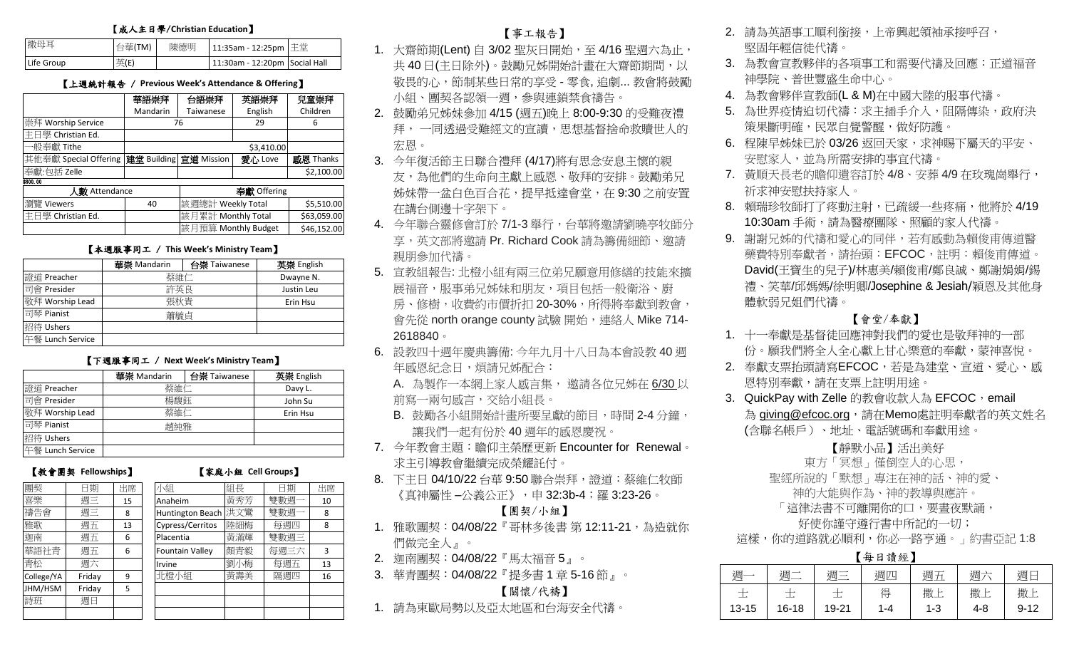【成人主日學/Christian Education】

| | | | | |
|---|---|---|---|---|
| 撒母耳 | 台華(TM) | 陳德明 | 11:35am - 12:25pm | 主堂 |
| Life Group | 英(E) | | 11:30am - 12:20pm | Social Hall |

【上週統計報告 / Previous Week's Attendance & Offering】

| | 華語崇拜 Mandarin | 台語崇拜 Taiwanese | 英語崇拜 English | 兒童崇拜 Children |
|---|---|---|---|---|
| 崇拜 Worship Service | 76 | | 29 | 6 |
| 主日學 Christian Ed. | | | | |
| 一般奉獻 Tithe | | | $3,410.00 | |
| 其他奉獻 Special Offering | 建堂 Building | 宣道 Mission | 愛心 Love | 感恩 Thanks |
| 奉獻:包括 Zelle | | | | $2,100.00 |

$600.00

| 人數 Attendance | | 奉獻 Offering | |
|---|---|---|---|
| 瀏覽 Viewers | 40 | 該週總計 Weekly Total | $5,510.00 |
| 主日學 Christian Ed. | | 該月累計 Monthly Total | $63,059.00 |
| | | 該月預算 Monthly Budget | $46,152.00 |

【本週服事同工 / This Week's Ministry Team】

| | 華崇 Mandarin | 台崇 Taiwanese | 英崇 English |
|---|---|---|---|
| 證道 Preacher | 蔡維仁 | | Dwayne N. |
| 司會 Presider | 許英良 | | Justin Leu |
| 敬拜 Worship Lead | 張秋賁 | | Erin Hsu |
| 司琴 Pianist | 蕭毓貞 | | |
| 招待 Ushers | | | |
| 午餐 Lunch Service | | | |

【下週服事同工 / Next Week's Ministry Team】

| | 華崇 Mandarin | 台崇 Taiwanese | 英崇 English |
|---|---|---|---|
| 證道 Preacher | 蔡維仁 | | Davy L. |
| 司會 Presider | 楊馥鈺 | | John Su |
| 敬拜 Worship Lead | 蔡維仁 | | Erin Hsu |
| 司琴 Pianist | 趙純雅 | | |
| 招待 Ushers | | | |
| 午餐 Lunch Service | | | |

【教會團契 Fellowships】

| 團契 | 日期 | 出席 |
|---|---|---|
| 喜樂 | 週三 | 15 |
| 禱告會 | 週三 | 8 |
| 雅歌 | 週五 | 13 |
| 迦南 | 週五 | 6 |
| 華語社青 | 週五 | 6 |
| 青松 | 週六 | |
| College/YA | Friday | 9 |
| JHM/HSM | Friday | 5 |
| 詩班 | 週日 | |

【家庭小組 Cell Groups】

| 小組 | 組長 | 日期 | 出席 |
|---|---|---|---|
| Anaheim | 黃秀芳 | 雙數週一 | 10 |
| Huntington Beach | 洪文鸞 | 雙數週一 | 8 |
| Cypress/Cerritos | 陸細梅 | 每週四 | 8 |
| Placentia | 黃滿輝 | 雙數週三 | |
| Fountain Valley | 顏青毅 | 每週三六 | 3 |
| Irvine | 劉小梅 | 每週五 | 13 |
| 北橙小組 | 黃壽美 | 隔週四 | 16 |

【事工報告】

1. 大齋節期(Lent) 自 3/02 聖灰日開始，至 4/16 聖週六為止，共 40 日(主日除外)。鼓勵兄姊開始計畫在大齋節期間，以敬畏的心，節制某些日常的享受 - 零食, 追劇... 教會將鼓勵小組、團契各認領一週，參與連鎖禁食禱告。
2. 鼓勵弟兄姊妹參加 4/15 (週五)晚上 8:00-9:30 的受難夜禮拜，一同透過受難經文的宣讀，思想基督捨命救贖世人的宏恩。
3. 今年復活節主日聯合禮拜 (4/17)將有思念安息主懷的親友，為他們的生命向主獻上感恩、敬拜的安排。鼓勵弟兄姊妹帶一盆白色百合花，提早抵達會堂，在 9:30 之前安置在講台側邊十字架下。
4. 今年靈命靈修會訂於 7/1-3 舉行，台華將邀請劉曉亭牧師分享，英文部將邀請 Pr. Richard Cook 請為籌備細節、邀請親朋參加代禱。
5. 宣教組報告: 北橙小組有兩三位弟兄願意用修繕的技能來擴展福音，服事弟兄姊妹和朋友，項目包括一般衛浴、廚房、修樹，收費約市價折扣 20-30%，所得將奉獻到教會，會先從 north orange county 試驗 開始，連絡人 Mike 714-2618840。
6. 設教四十週年慶典籌備: 今年九月十八日為本會設教 40 週年感恩紀念日，煩請兄姊配合：
   A. 為製作一本網上家人感言集， 邀請各位兄姊在 6/30 以前寫一兩句感言，交給小組長。
   B. 鼓勵各小組開始計畫所要呈獻的節目，時間 2-4 分鐘，讓我們一起有份於 40 週年的感恩慶祝。
7. 今年教會主題：瞻仰主榮歷更新 Encounter for Renewal。求主引導教會繼續完成榮耀託付。
8. 下主日 04/10/22 台華 9:50 聯合崇拜，證道：蔡維仁牧師《真神屬性 –公義公正》，申 32:3b-4；羅 3:23-26。

【團契/小組】

1. 雅歌團契：04/08/22『哥林多後書 第 12:11-21，為造就你們做完全人』。
2. 迦南團契：04/08/22『馬太福音 5』。
3. 華青團契：04/08/22『提多書 1 章 5-16 節』。

【關懷/代禱】

1. 請為東歐局勢以及亞太地區和台海安全代禱。
2. 請為英語事工順利銜接，上帝興起領袖承接呼召，堅固年輕信徒代禱。
3. 為教會宣教夥伴的各項事工和需要代禱及回應：正道福音神學院、普世豐盛生命中心。
4. 為教會夥伴宣教師(L & M)在中國大陸的服事代禱。
5. 為世界疫情迫切代禱：求主插手介入，阻隔傳染，政府決策果斷明確，民眾自覺警醒，做好防護。
6. 程陳早妹姊妹已於 03/26 返回天家，求神賜下屬天的平安、安慰家人，並為所需安排的事宜代禱。
7. 黃順天長老的瞻仰遺容訂於 4/8、安葬 4/9 在玫瑰崗舉行，祈求神安慰扶持家人。
8. 賴瑞珍牧師打了疼動注射，已疏緩一些疼痛，他將於 4/19 10:30am 手術，請為醫療團隊、照顧的家人代禱。
9. 謝謝兄姊的代禱和愛心的同伴，若有感動為賴俊甫傳道醫藥費特別奉獻者，請抬頭：EFCOC，註明：賴俊甫傳道。David(王寶生的兒子)/林惠美/賴俊甫/鄭良誠、鄭謝娟娟/錫禮、笑華/邱媽媽/徐明卿/Josephine & Jesiah/穎恩及其他身體軟弱兄姐們代禱。

【會堂/奉獻】

1. 十一奉獻是基督徒回應神對我們的愛也是敬拜神的一部份。願我們將全人全心獻上甘心樂意的奉獻，蒙神喜悅。
2. 奉獻支票抬頭請寫EFCOC，若是為建堂、宣道、愛心、感恩特別奉獻，請在支票上註明用途。
3. QuickPay with Zelle 的教會收款人為 EFCOC，email 為 giving@efcoc.org，請在Memo處註明奉獻者的英文姓名(含聯名帳戶）、地址、電話號碼和奉獻用途。

【靜默小品】活出美好

東方「冥想」僅倒空人的心思，
聖經所說的「默想」專注在神的話、神的愛、
神的大能與作為、神的教導與應許。
「這律法書不可離開你的口，要晝夜默誦，
好使你謹守遵行書中所記的一切；
這樣，你的道路就必順利，你必一路亨通。」約書亞記 1:8

【每日讀經】

| 週一 | 週二 | 週三 | 週四 | 週五 | 週六 | 週日 |
|---|---|---|---|---|---|---|
| 士 | 士 | 士 | 得 | 撒上 | 撒上 | 撒上 |
| 13-15 | 16-18 | 19-21 | 1-4 | 1-3 | 4-8 | 9-12 |